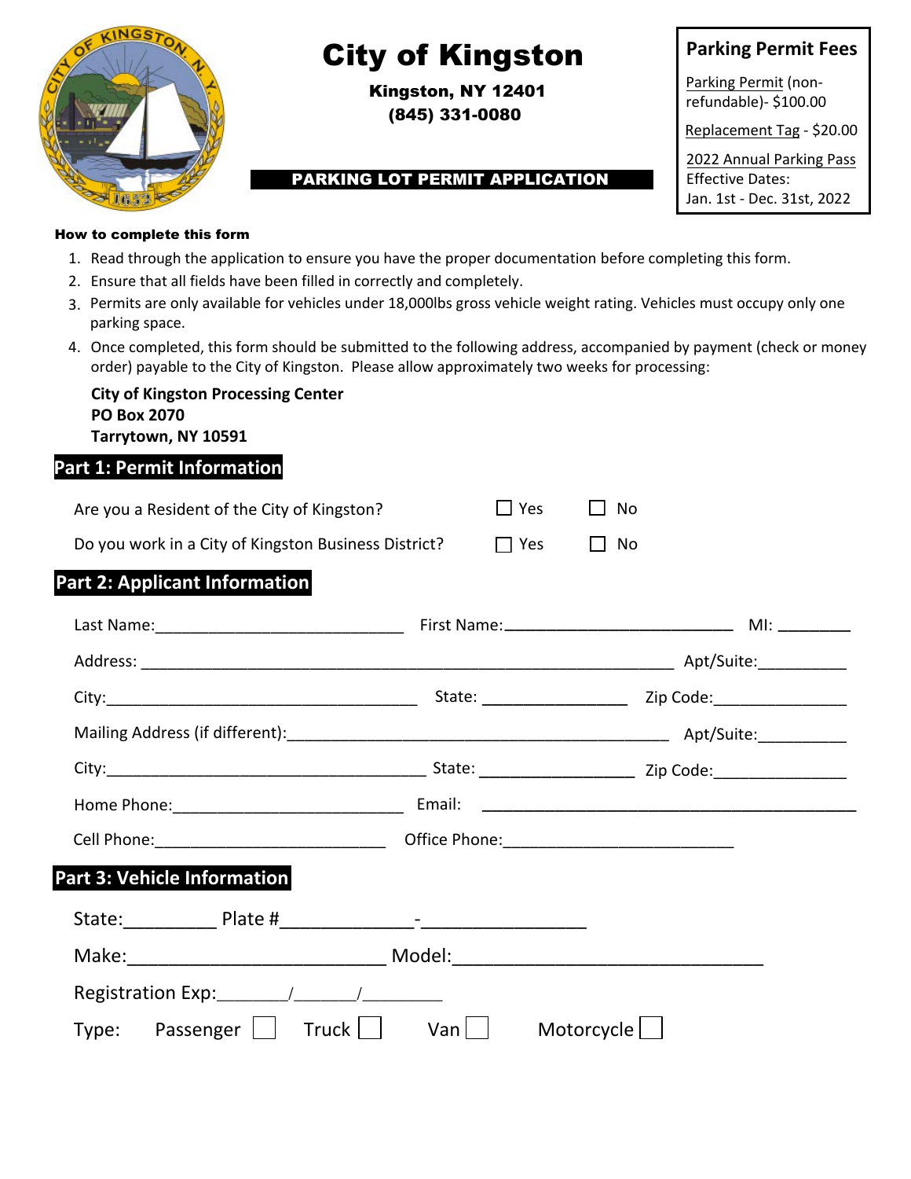# City of Kingston

**Kingston, NY 12401**
**(845) 331-0080**

**PARKING LOT PERMIT APPLICATION**

**Parking Permit Fees**

Parking Permit (non-refundable)- $100.00

Replacement Tag - $20.00

2022 Annual Parking Pass
Effective Dates:
Jan. 1st - Dec. 31st, 2022

**How to complete this form**

1. Read through the application to ensure you have the proper documentation before completing this form.
2. Ensure that all fields have been filled in correctly and completely.
3. Permits are only available for vehicles under 18,000lbs gross vehicle weight rating. Vehicles must occupy only one parking space.
4. Once completed, this form should be submitted to the following address, accompanied by payment (check or money order) payable to the City of Kingston. Please allow approximately two weeks for processing:

**City of Kingston Processing Center**
**PO Box 2070**
**Tarrytown, NY 10591**

## Part 1: Permit Information

Are you a Resident of the City of Kingston? ☐ Yes ☐ No

Do you work in a City of Kingston Business District? ☐ Yes ☐ No

## Part 2: Applicant Information

Last Name:___________________________ First Name:_________________________ MI: ________

Address: ___________________________________________________________ Apt/Suite:__________

City:___________________________________ State: ________________ Zip Code:_______________

Mailing Address (if different):_____________________________________________ Apt/Suite:__________

City:___________________________________ State: _________________ Zip Code:_______________

Home Phone:_________________________ Email: ________________________________________

Cell Phone:_________________________ Office Phone:_________________________

## Part 3: Vehicle Information

State:_________ Plate #_____________-________________

Make:________________________ Model:______________________________

Registration Exp:_______/_______/_________

Type: Passenger ☐ Truck ☐ Van ☐ Motorcycle ☐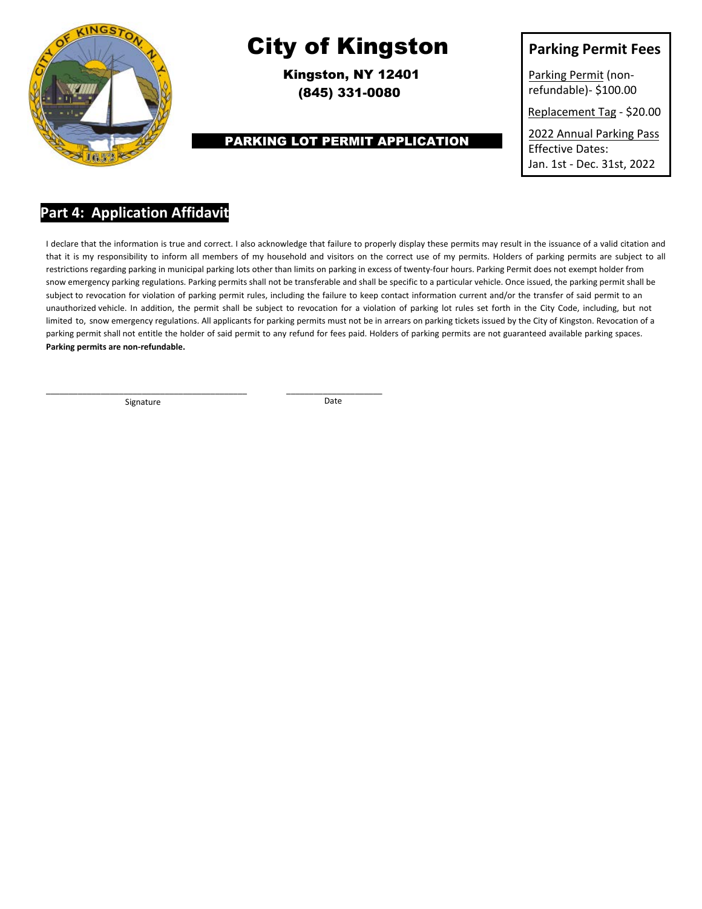# City of Kingston

**Kingston, NY 12401**
**(845) 331-0080**

**PARKING LOT PERMIT APPLICATION**

**Parking Permit Fees**

Parking Permit (non-refundable)- $100.00

Replacement Tag - $20.00

2022 Annual Parking Pass
Effective Dates:
Jan. 1st - Dec. 31st, 2022

## Part 4: Application Affidavit

I declare that the information is true and correct. I also acknowledge that failure to properly display these permits may result in the issuance of a valid citation and that it is my responsibility to inform all members of my household and visitors on the correct use of my permits. Holders of parking permits are subject to all restrictions regarding parking in municipal parking lots other than limits on parking in excess of twenty-four hours. Parking Permit does not exempt holder from snow emergency parking regulations. Parking permits shall not be transferable and shall be specific to a particular vehicle. Once issued, the parking permit shall be subject to revocation for violation of parking permit rules, including the failure to keep contact information current and/or the transfer of said permit to an unauthorized vehicle. In addition, the permit shall be subject to revocation for a violation of parking lot rules set forth in the City Code, including, but not limited to, snow emergency regulations. All applicants for parking permits must not be in arrears on parking tickets issued by the City of Kingston. Revocation of a parking permit shall not entitle the holder of said permit to any refund for fees paid. Holders of parking permits are not guaranteed available parking spaces. **Parking permits are non-refundable.**

_________________________________________ Signature

____________________ Date